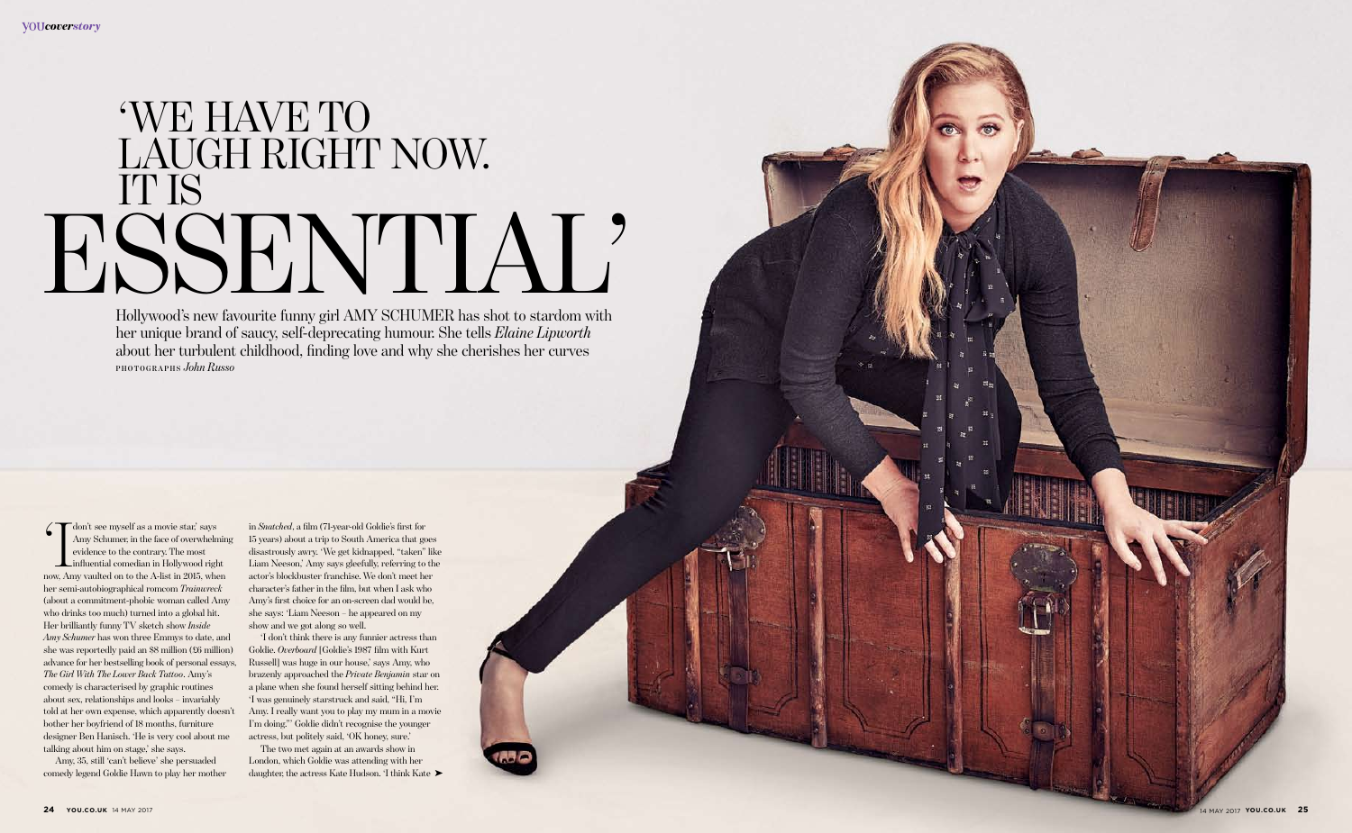# 'WE HAVE TO LAUGH RIGHT NOW. IT IS ESSENTIAL'

Hollywood's new favourite funny girl AMY SCHUMER has shot to stardom with her unique brand of saucy, self-deprecating humour. She tells *Elaine Lipworth* about her turbulent childhood, finding love and why she cherishes her curves

PHOTOGRAPHS *John Russo*

'I don't see myself as a movie star,' says Amy Schumer, in the face of overwhelming evidence to the contrary. The most influential comedian in Hollywood right now, Amy vaulted on to the A-list in 2015, when her semi-autobiographical romcom *Trainwreck* (about a commitment-phobic woman called Amy who drinks too much) turned into a global hit. Her brilliantly funny TV sketch show *Inside Amy Schumer* has won three Emmys to date, and she was reportedly paid an $8 million (£6 million) advance for her bestselling book of personal essays, *The Girl With The Lower Back Tattoo*. Amy's comedy is characterised by graphic routines about sex, relationships and looks – invariably told at her own expense, which apparently doesn't bother her boyfriend of 18 months, furniture designer Ben Hanisch. 'He is very cool about me talking about him on stage,' she says.

Amy, 35, still 'can't believe' she persuaded comedy legend Goldie Hawn to play her mother in *Snatched*, a film (71-year-old Goldie's first for 15 years) about a trip to South America that goes disastrously awry. 'We get kidnapped, "taken" like Liam Neeson,' Amy says gleefully, referring to the actor's blockbuster franchise. We don't meet her character's father in the film, but when I ask who Amy's first choice for an on-screen dad would be, she says: 'Liam Neeson – he appeared on my show and we got along so well.

'I don't think there is any funnier actress than Goldie. *Overboard* [Goldie's 1987 film with Kurt Russell] was huge in our house,' says Amy, who brazenly approached the *Private Benjamin* star on a plane when she found herself sitting behind her. 'I was genuinely starstruck and said, "Hi, I'm Amy. I really want you to play my mum in a movie I'm doing."' Goldie didn't recognise the younger actress, but politely said, 'OK honey, sure.'

The two met again at an awards show in London, which Goldie was attending with her daughter, the actress Kate Hudson. 'I think Kate ➤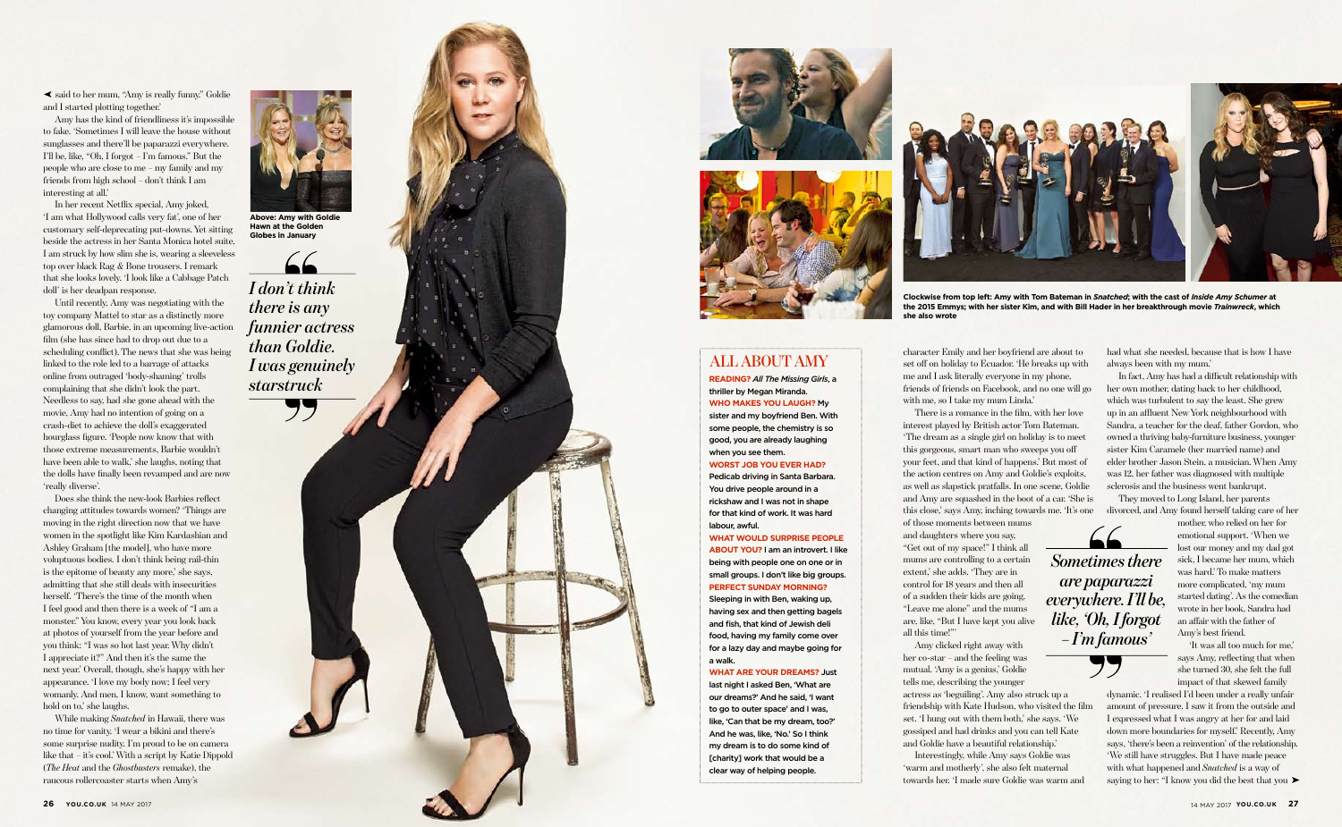said to her mum, "Amy is really funny." Goldie and I started plotting together.'

Amy has the kind of friendliness it's impossible to fake. 'Sometimes I will leave the house without sunglasses and there'll be paparazzi everywhere. I'll be, like, "Oh, I forgot – I'm famous." But the people who are close to me – my family and my friends from high school – don't think I am interesting at all.'

In her recent Netflix special, Amy joked, 'I am what Hollywood calls very fat', one of her customary self-deprecating put-downs. Yet sitting beside the actress in her Santa Monica hotel suite, I am struck by how slim she is, wearing a sleeveless top over black Rag & Bone trousers. I remark that she looks lovely. 'I look like a Cabbage Patch doll' is her deadpan response.

Until recently, Amy was negotiating with the toy company Mattel to star as a distinctly more glamorous doll, Barbie, in an upcoming live-action film (she has since had to drop out due to a scheduling conflict). The news that she was being linked to the role led to a barrage of attacks online from outraged 'body-shaming' trolls complaining that she didn't look the part. Needless to say, had she gone ahead with the movie, Amy had no intention of going on a crash-diet to achieve the doll's exaggerated hourglass figure. 'People now know that with those extreme measurements, Barbie wouldn't have been able to walk,' she laughs, noting that the dolls have finally been revamped and are now 'really diverse'.

Does she think the new-look Barbies reflect changing attitudes towards women? 'Things are moving in the right direction now that we have women in the spotlight like Kim Kardashian and Ashley Graham [the model], who have more voluptuous bodies. I don't think being rail-thin is the epitome of beauty any more,' she says, admitting that she still deals with insecurities herself. 'There's the time of the month when I feel good and then there is a week of "I am a monster." You know, every year you look back at photos of yourself from the year before and you think: "I was so hot last year. Why didn't I appreciate it?" And then it's the same the next year.' Overall, though, she's happy with her appearance. 'I love my body now; I feel very womanly. And men, I know, want something to hold on to,' she laughs.

While making *Snatched* in Hawaii, there was no time for vanity. 'I wear a bikini and there's some surprise nudity. I'm proud to be on camera like that – it's cool.' With a script by Katie Dippold (*The Heat* and the *Ghostbusters* remake), the raucous rollercoaster starts when Amy's character Emily and her boyfriend are about to set off on holiday to Ecuador. 'He breaks up with me and I ask literally everyone in my phone, friends of friends on Facebook, and no one will go with me, so I take my mum Linda.'

There is a romance in the film, with her love interest played by British actor Tom Bateman. 'The dream as a single girl on holiday is to meet this gorgeous, smart man who sweeps you off your feet, and that kind of happens.' But most of the action centres on Amy and Goldie's exploits, as well as slapstick pratfalls. In one scene, Goldie and Amy are squashed in the boot of a car. 'She is this close,' says Amy, inching towards me. 'It's one of those moments between mums and daughters where you say, "Get out of my space!" I think all mums are controlling to a certain extent,' she adds. 'They are in control for 18 years and then all of a sudden their kids are going, "Leave me alone" and the mums are, like, "But I have kept you alive all this time!"'

Amy clicked right away with her co-star – and the feeling was mutual. 'Amy is a genius,' Goldie tells me, describing the younger actress as 'beguiling'. Amy also struck up a friendship with Kate Hudson, who visited the film set. 'I hung out with them both,' she says. 'We gossiped and had drinks and you can tell Kate and Goldie have a beautiful relationship.'

Interestingly, while Amy says Goldie was 'warm and motherly', she also felt maternal towards her. 'I made sure Goldie was warm and had what she needed, because that is how I have always been with my mum.'

In fact, Amy has had a difficult relationship with her own mother, dating back to her childhood, which was turbulent to say the least. She grew up in an affluent New York neighbourhood with Sandra, a teacher for the deaf, father Gordon, who owned a thriving baby-furniture business, younger sister Kim Caramele (her married name) and elder brother Jason Stein, a musician. When Amy was 12, her father was diagnosed with multiple sclerosis and the business went bankrupt.

They moved to Long Island, her parents divorced, and Amy found herself taking care of her mother, who relied on her for emotional support. 'When we lost our money and my dad got sick, I became her mum, which was hard.' To make matters more complicated, 'my mum started dating'. As the comedian wrote in her book, Sandra had an affair with the father of Amy's best friend.

'It was all too much for me,' says Amy, reflecting that when she turned 30, she felt the full impact of that skewed family dynamic. 'I realised I'd been under a really unfair amount of pressure. I saw it from the outside and I expressed what I was angry at her for and laid down more boundaries for myself.' Recently, Amy says, 'there's been a reinvention' of the relationship. 'We still have struggles. But I have made peace with what happened and *Snatched* is a way of saying to her: "I know you did the best that you

> *I don't think there is any funnier actress than Goldie. I was genuinely starstruck*

> *Sometimes there are paparazzi everywhere. I'll be, like, 'Oh, I forgot – I'm famous'*

**Above: Amy with Goldie Hawn at the Golden Globes in January**

**Clockwise from top left: Amy with Tom Bateman in *Snatched*; with the cast of *Inside Amy Schumer* at the 2015 Emmys; with her sister Kim, and with Bill Hader in her breakthrough movie *Trainwreck*, which she also wrote**

## ALL ABOUT AMY

**READING?** *All The Missing Girls*, a thriller by Megan Miranda.

**WHO MAKES YOU LAUGH?** My sister and my boyfriend Ben. With some people, the chemistry is so good, you are already laughing when you see them.

**WORST JOB YOU EVER HAD?** Pedicab driving in Santa Barbara. You drive people around in a rickshaw and I was not in shape for that kind of work. It was hard labour, awful.

**WHAT WOULD SURPRISE PEOPLE ABOUT YOU?** I am an introvert. I like being with people one on one or in small groups. I don't like big groups.

**PERFECT SUNDAY MORNING?** Sleeping in with Ben, waking up, having sex and then getting bagels and fish, that kind of Jewish deli food, having my family come over for a lazy day and maybe going for a walk.

**WHAT ARE YOUR DREAMS?** Just last night I asked Ben, 'What are our dreams?' And he said, 'I want to go to outer space' and I was, like, 'Can that be my dream, too?' And he was, like, 'No.' So I think my dream is to do some kind of [charity] work that would be a clear way of helping people.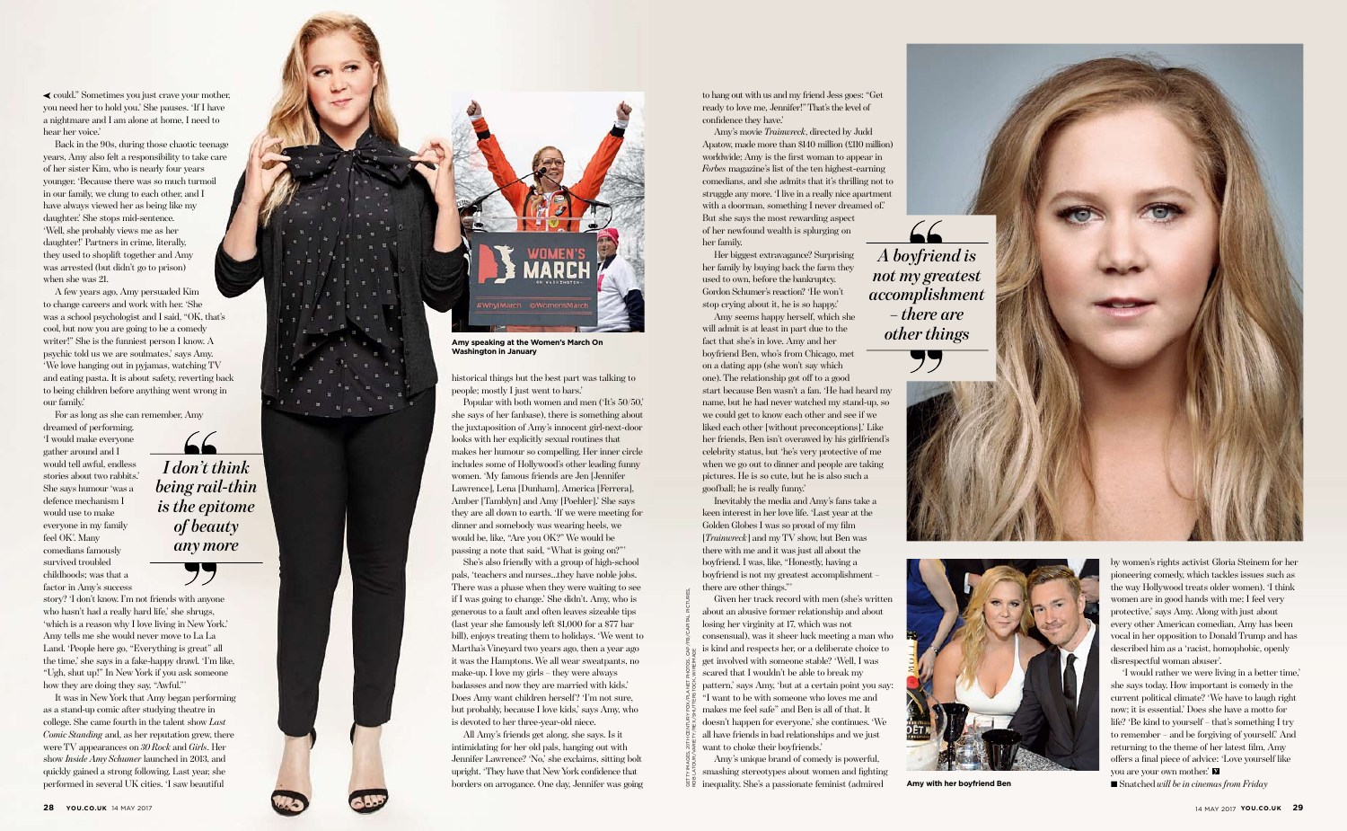could.' Sometimes you just crave your mother, you need her to hold you.' She pauses. 'If I have a nightmare and I am alone at home, I need to hear her voice.'

Back in the 90s, during those chaotic teenage years, Amy also felt a responsibility to take care of her sister Kim, who is nearly four years younger. 'Because there was so much turmoil in our family, we clung to each other, and I have always viewed her as being like my daughter.' She stops mid-sentence. 'Well, she probably views me as her daughter!' Partners in crime, literally, they used to shoplift together and Amy was arrested (but didn't go to prison) when she was 21.

A few years ago, Amy persuaded Kim to change careers and work with her. 'She was a school psychologist and I said, "OK, that's cool, but now you are going to be a comedy writer!" She is the funniest person I know. A psychic told us we are soulmates,' says Amy. 'We love hanging out in pyjamas, watching TV and eating pasta. It is about safety, reverting back to being children before anything went wrong in our family.'

For as long as she can remember, Amy dreamed of performing. 'I would make everyone gather around and I would tell awful, endless stories about two rabbits.' She says humour 'was a defence mechanism I would use to make everyone in my family feel OK'. Many comedians famously survived troubled childhoods; was that a factor in Amy's success story? 'I don't know. I'm not friends with anyone who hasn't had a really hard life,' she shrugs, 'which is a reason why I love living in New York.' Amy tells me she would never move to La La Land. 'People here go, "Everything is great" all the time,' she says in a fake-happy drawl. 'I'm like, "Ugh, shut up!" In New York if you ask someone how they are doing they say, "Awful."'

> *I don't think being rail-thin is the epitome of beauty any more*

It was in New York that Amy began performing as a stand-up comic after studying theatre in college. She came fourth in the talent show *Last Comic Standing* and, as her reputation grew, there were TV appearances on *30 Rock* and *Girls*. Her show *Inside Amy Schumer* launched in 2013, and quickly gained a strong following. Last year, she performed in several UK cities. 'I saw beautiful historical things but the best part was talking to people; mostly I just went to bars.'

Amy speaking at the Women's March On Washington in January

Popular with both women and men ('It's 50/50,' she says of her fanbase), there is something about the juxtaposition of Amy's innocent girl-next-door looks with her explicitly sexual routines that makes her humour so compelling. Her inner circle includes some of Hollywood's other leading funny women. 'My famous friends are Jen [Jennifer Lawrence], Lena [Dunham], America [Ferrera], Amber [Tamblyn] and Amy [Poehler].' She says they are all down to earth. 'If we were meeting for dinner and somebody was wearing heels, we would be, like, "Are you OK?" We would be passing a note that said, "What is going on?"'

She's also friendly with a group of high-school pals, 'teachers and nurses...they have noble jobs. There was a phase when they were waiting to see if I was going to change.' She didn't. Amy, who is generous to a fault and often leaves sizeable tips (last year she famously left $1,000 for a $77 bar bill), enjoys treating them to holidays. 'We went to Martha's Vineyard two years ago, then a year ago it was the Hamptons. We all wear sweatpants, no make-up. I love my girls – they were always badasses and now they are married with kids.' Does Amy want children herself? 'I'm not sure, but probably, because I love kids,' says Amy, who is devoted to her three-year-old niece.

All Amy's friends get along, she says. Is it intimidating for her old pals, hanging out with Jennifer Lawrence? 'No,' she exclaims, sitting bolt upright. 'They have that New York confidence that borders on arrogance. One day, Jennifer was going to hang out with us and my friend Jess goes: "Get ready to love me, Jennifer!" That's the level of confidence they have.'

Amy's movie *Trainwreck*, directed by Judd Apatow, made more than $140 million (£110 million) worldwide; Amy is the first woman to appear in *Forbes* magazine's list of the ten highest-earning comedians, and she admits that it's thrilling not to struggle any more. 'I live in a really nice apartment with a doorman, something I never dreamed of.' But she says the most rewarding aspect of her newfound wealth is splurging on her family.

Her biggest extravagance? Surprising her family by buying back the farm they used to own, before the bankruptcy. Gordon Schumer's reaction? 'He won't stop crying about it, he is so happy.'

> *A boyfriend is not my greatest accomplishment – there are other things*

Amy seems happy herself, which she will admit is at least in part due to the fact that she's in love. Amy and her boyfriend Ben, who's from Chicago, met on a dating app (she won't say which one). The relationship got off to a good start because Ben wasn't a fan. 'He had heard my name, but he had never watched my stand-up, so we could get to know each other and see if we liked each other [without preconceptions].' Like her friends, Ben isn't overawed by his girlfriend's celebrity status, but 'he's very protective of me when we go out to dinner and people are taking pictures. He is so cute, but he is also such a goofball; he is really funny.'

Inevitably the media and Amy's fans take a keen interest in her love life. 'Last year at the Golden Globes I was so proud of my film [*Trainwreck*] and my TV show, but Ben was there with me and it was just all about the boyfriend. I was, like, "Honestly, having a boyfriend is not my greatest accomplishment – there are other things."'

Given her track record with men (she's written about an abusive former relationship and about losing her virginity at 17, which was not consensual), was it sheer luck meeting a man who is kind and respects her, or a deliberate choice to get involved with someone stable? 'Well, I was scared that I wouldn't be able to break my pattern,' says Amy, 'but at a certain point you say: "I want to be with someone who loves me and makes me feel safe" and Ben is all of that. It doesn't happen for everyone,' she continues. 'We all have friends in bad relationships and we just want to choke their boyfriends.'

Amy's unique brand of comedy is powerful, smashing stereotypes about women and fighting inequality. She's a passionate feminist (admired by women's rights activist Gloria Steinem for her pioneering comedy, which tackles issues such as the way Hollywood treats older women). 'I think women are in good hands with me; I feel very protective,' says Amy. Along with just about every other American comedian, Amy has been vocal in her opposition to Donald Trump and has described him as a 'racist, homophobic, openly disrespectful woman abuser'.

Amy with her boyfriend Ben

'I would rather we were living in a better time,' she says today. How important is comedy in the current political climate? 'We have to laugh right now; it is essential.' Does she have a motto for life? 'Be kind to yourself – that's something I try to remember – and be forgiving of yourself.' And returning to the theme of her latest film, Amy offers a final piece of advice: 'Love yourself like you are your own mother.'

■ Snatched *will be in cinemas from Friday*

GETTY IMAGES, 20TH CENTURY FOX/PLANET PHOTOS, CAP/FB/CAPITAL PICTURES, ROB LATOUR/VARIETY/REX/SHUTTERSTOCK, WIREIMAGE